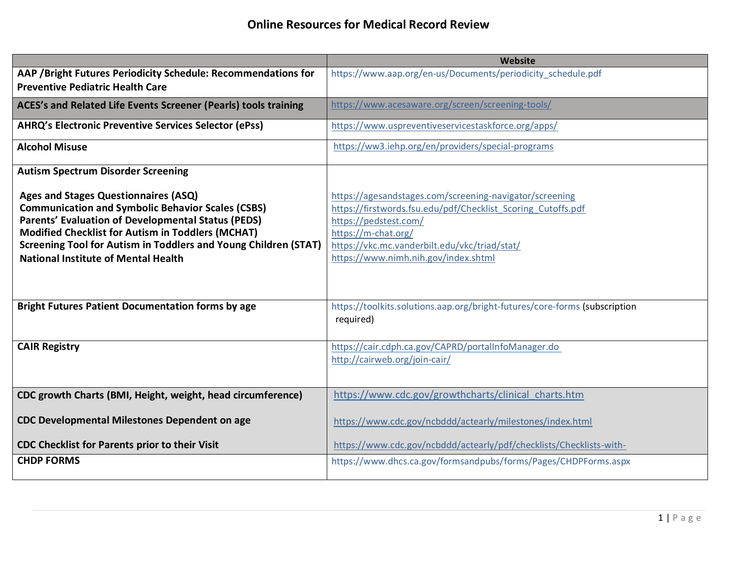# Online Resources for Medical Record Review

| | Website |
|---|---|
| **AAP /Bright Futures Periodicity Schedule: Recommendations for Preventive Pediatric Health Care** | https://www.aap.org/en-us/Documents/periodicity_schedule.pdf |
| **ACES's and Related Life Events Screener (Pearls) tools training** | https://www.acesaware.org/screen/screening-tools/ |
| **AHRQ's Electronic Preventive Services Selector (ePss)** | https://www.uspreventiveservicestaskforce.org/apps/ |
| **Alcohol Misuse** | https://ww3.iehp.org/en/providers/special-programs |
| **Autism Spectrum Disorder Screening** | |
| **Ages and Stages Questionnaires (ASQ)** | https://agesandstages.com/screening-navigator/screening |
| **Communication and Symbolic Behavior Scales (CSBS)** | https://firstwords.fsu.edu/pdf/Checklist_Scoring_Cutoffs.pdf |
| **Parents' Evaluation of Developmental Status (PEDS)** | https://pedstest.com/ |
| **Modified Checklist for Autism in Toddlers (MCHAT)** | https://m-chat.org/ |
| **Screening Tool for Autism in Toddlers and Young Children (STAT)** | https://vkc.mc.vanderbilt.edu/vkc/triad/stat/ |
| **National Institute of Mental Health** | https://www.nimh.nih.gov/index.shtml |
| **Bright Futures Patient Documentation forms by age** | https://toolkits.solutions.aap.org/bright-futures/core-forms (subscription required) |
| **CAIR Registry** | https://cair.cdph.ca.gov/CAPRD/portalInfoManager.do<br>http://cairweb.org/join-cair/ |
| **CDC growth Charts (BMI, Height, weight, head circumference)** | https://www.cdc.gov/growthcharts/clinical_charts.htm |
| **CDC Developmental Milestones Dependent on age** | https://www.cdc.gov/ncbddd/actearly/milestones/index.html |
| **CDC Checklist for Parents prior to their Visit** | https://www.cdc.gov/ncbddd/actearly/pdf/checklists/Checklists-with- |
| **CHDP FORMS** | https://www.dhcs.ca.gov/formsandpubs/forms/Pages/CHDPForms.aspx |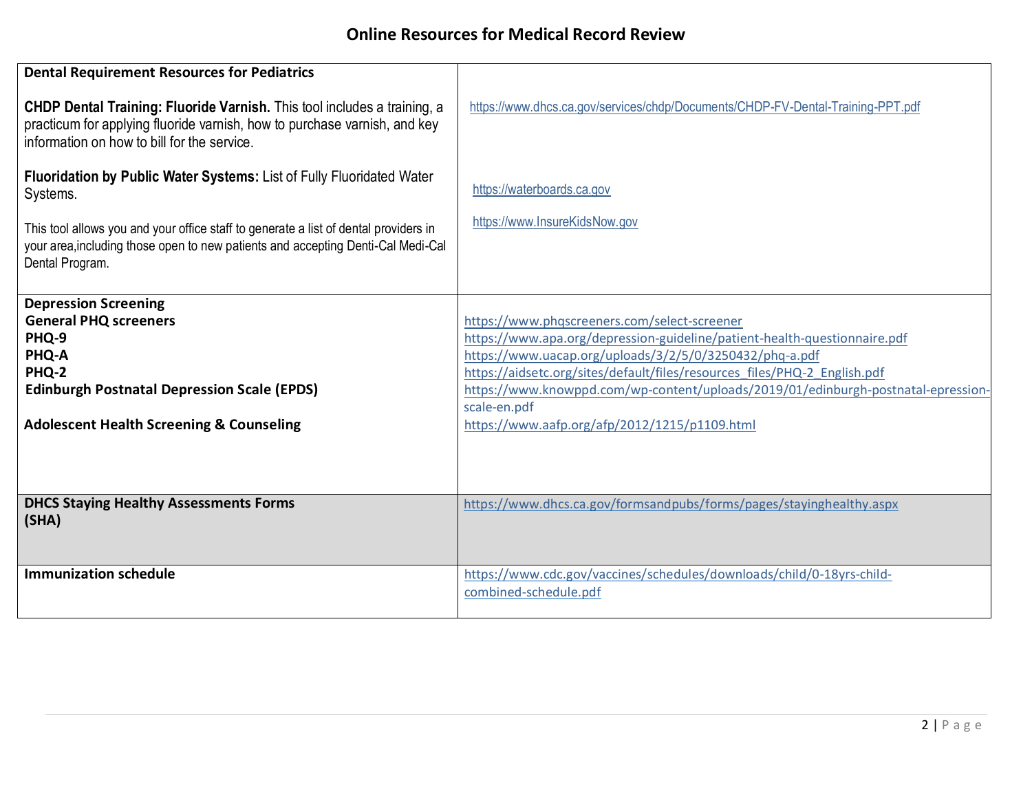# Online Resources for Medical Record Review

| | |
|---|---|
| **Dental Requirement Resources for Pediatrics**<br><br>**CHDP Dental Training: Fluoride Varnish.** This tool includes a training, a practicum for applying fluoride varnish, how to purchase varnish, and key information on how to bill for the service.<br><br>**Fluoridation by Public Water Systems:** List of Fully Fluoridated Water Systems.<br><br>This tool allows you and your office staff to generate a list of dental providers in your area,including those open to new patients and accepting Denti-Cal Medi-Cal Dental Program. | https://www.dhcs.ca.gov/services/chdp/Documents/CHDP-FV-Dental-Training-PPT.pdf<br><br>https://waterboards.ca.gov<br><br>https://www.InsureKidsNow.gov |
| **Depression Screening**<br>**General PHQ screeners**<br>**PHQ-9**<br>**PHQ-A**<br>**PHQ-2**<br>**Edinburgh Postnatal Depression Scale (EPDS)**<br><br>**Adolescent Health Screening & Counseling** | https://www.phqscreeners.com/select-screener<br>https://www.apa.org/depression-guideline/patient-health-questionnaire.pdf<br>https://www.uacap.org/uploads/3/2/5/0/3250432/phq-a.pdf<br>https://aidsetc.org/sites/default/files/resources_files/PHQ-2_English.pdf<br>https://www.knowppd.com/wp-content/uploads/2019/01/edinburgh-postnatal-epression-scale-en.pdf<br>https://www.aafp.org/afp/2012/1215/p1109.html |
| **DHCS Staying Healthy Assessments Forms (SHA)** | https://www.dhcs.ca.gov/formsandpubs/forms/pages/stayinghealthy.aspx |
| **Immunization schedule** | https://www.cdc.gov/vaccines/schedules/downloads/child/0-18yrs-child-combined-schedule.pdf |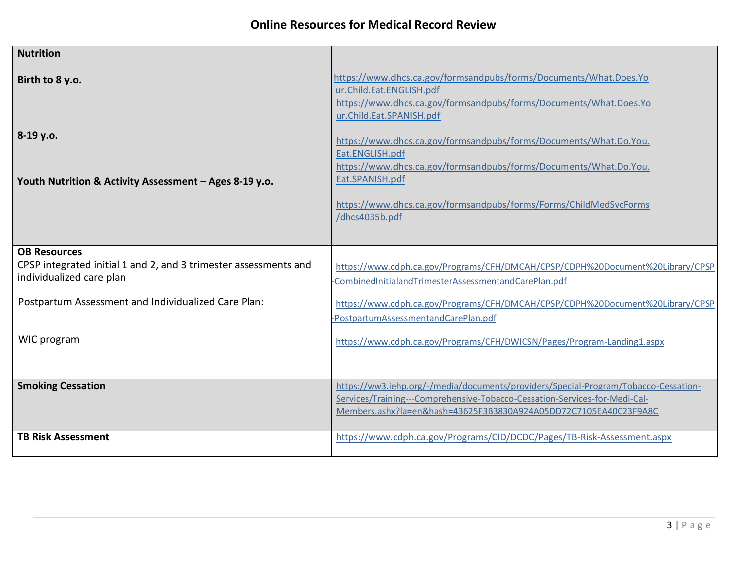# Online Resources for Medical Record Review

| | |
|---|---|
| **Nutrition** | |
| **Birth to 8 y.o.** | https://www.dhcs.ca.gov/formsandpubs/forms/Documents/What.Does.Your.Child.Eat.ENGLISH.pdf<br>https://www.dhcs.ca.gov/formsandpubs/forms/Documents/What.Does.Your.Child.Eat.SPANISH.pdf |
| **8-19 y.o.** | https://www.dhcs.ca.gov/formsandpubs/forms/Documents/What.Do.You.Eat.ENGLISH.pdf<br>https://www.dhcs.ca.gov/formsandpubs/forms/Documents/What.Do.You.Eat.SPANISH.pdf |
| **Youth Nutrition & Activity Assessment – Ages 8-19 y.o.** | https://www.dhcs.ca.gov/formsandpubs/forms/Forms/ChildMedSvcForms/dhcs4035b.pdf |
| **OB Resources** | |
| CPSP integrated initial 1 and 2, and 3 trimester assessments and individualized care plan | https://www.cdph.ca.gov/Programs/CFH/DMCAH/CPSP/CDPH%20Document%20Library/CPSP-CombinedInitialandTrimesterAssessmentandCarePlan.pdf |
| Postpartum Assessment and Individualized Care Plan: | https://www.cdph.ca.gov/Programs/CFH/DMCAH/CPSP/CDPH%20Document%20Library/CPSP-PostpartumAssessmentandCarePlan.pdf |
| WIC program | https://www.cdph.ca.gov/Programs/CFH/DWICSN/Pages/Program-Landing1.aspx |
| **Smoking Cessation** | https://ww3.iehp.org/-/media/documents/providers/Special-Program/Tobacco-Cessation-Services/Training---Comprehensive-Tobacco-Cessation-Services-for-Medi-Cal-Members.ashx?la=en&hash=43625F3B3830A924A05DD72C7105EA40C23F9A8C |
| **TB Risk Assessment** | https://www.cdph.ca.gov/Programs/CID/DCDC/Pages/TB-Risk-Assessment.aspx |